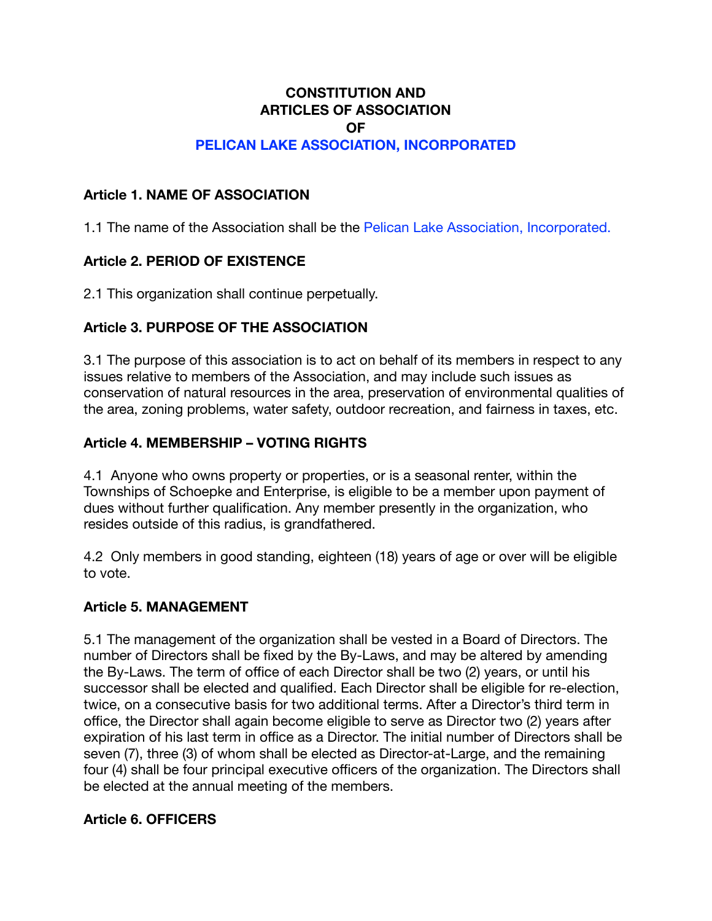# CONSTITUTION AND ARTICLES OF ASSOCIATION OF PELICAN LAKE ASSOCIATION, INCORPORATED

## Article 1. NAME OF ASSOCIATION

1.1 The name of the Association shall be the Pelican Lake Association, Incorporated.

## Article 2. PERIOD OF EXISTENCE

2.1 This organization shall continue perpetually.

## Article 3. PURPOSE OF THE ASSOCIATION

3.1 The purpose of this association is to act on behalf of its members in respect to any issues relative to members of the Association, and may include such issues as conservation of natural resources in the area, preservation of environmental qualities of the area, zoning problems, water safety, outdoor recreation, and fairness in taxes, etc.

## Article 4. MEMBERSHIP – VOTING RIGHTS

4.1 Anyone who owns property or properties, or is a seasonal renter, within the Townships of Schoepke and Enterprise, is eligible to be a member upon payment of dues without further qualification. Any member presently in the organization, who resides outside of this radius, is grandfathered.

4.2 Only members in good standing, eighteen (18) years of age or over will be eligible to vote.

## Article 5. MANAGEMENT

5.1 The management of the organization shall be vested in a Board of Directors. The number of Directors shall be fixed by the By-Laws, and may be altered by amending the By-Laws. The term of office of each Director shall be two (2) years, or until his successor shall be elected and qualified. Each Director shall be eligible for re-election, twice, on a consecutive basis for two additional terms. After a Director's third term in office, the Director shall again become eligible to serve as Director two (2) years after expiration of his last term in office as a Director. The initial number of Directors shall be seven (7), three (3) of whom shall be elected as Director-at-Large, and the remaining four (4) shall be four principal executive officers of the organization. The Directors shall be elected at the annual meeting of the members.

## Article 6. OFFICERS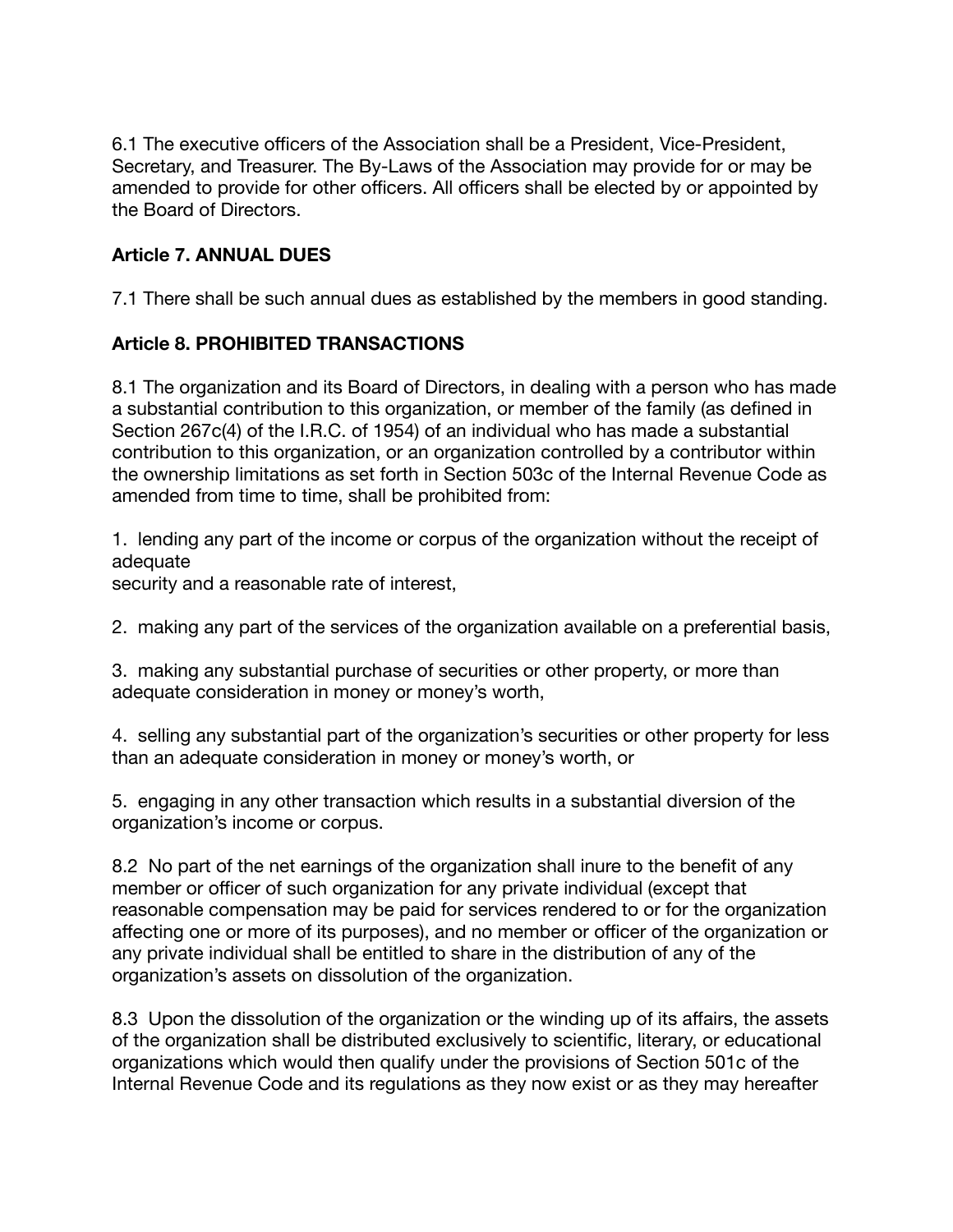6.1 The executive officers of the Association shall be a President, Vice-President, Secretary, and Treasurer. The By-Laws of the Association may provide for or may be amended to provide for other officers. All officers shall be elected by or appointed by the Board of Directors.

**Article 7. ANNUAL DUES**

7.1 There shall be such annual dues as established by the members in good standing.

**Article 8. PROHIBITED TRANSACTIONS**

8.1 The organization and its Board of Directors, in dealing with a person who has made a substantial contribution to this organization, or member of the family (as defined in Section 267c(4) of the I.R.C. of 1954) of an individual who has made a substantial contribution to this organization, or an organization controlled by a contributor within the ownership limitations as set forth in Section 503c of the Internal Revenue Code as amended from time to time, shall be prohibited from:

1. lending any part of the income or corpus of the organization without the receipt of adequate
security and a reasonable rate of interest,

2. making any part of the services of the organization available on a preferential basis,

3. making any substantial purchase of securities or other property, or more than adequate consideration in money or money's worth,

4. selling any substantial part of the organization's securities or other property for less than an adequate consideration in money or money's worth, or

5. engaging in any other transaction which results in a substantial diversion of the organization's income or corpus.

8.2 No part of the net earnings of the organization shall inure to the benefit of any member or officer of such organization for any private individual (except that reasonable compensation may be paid for services rendered to or for the organization affecting one or more of its purposes), and no member or officer of the organization or any private individual shall be entitled to share in the distribution of any of the organization's assets on dissolution of the organization.

8.3 Upon the dissolution of the organization or the winding up of its affairs, the assets of the organization shall be distributed exclusively to scientific, literary, or educational organizations which would then qualify under the provisions of Section 501c of the Internal Revenue Code and its regulations as they now exist or as they may hereafter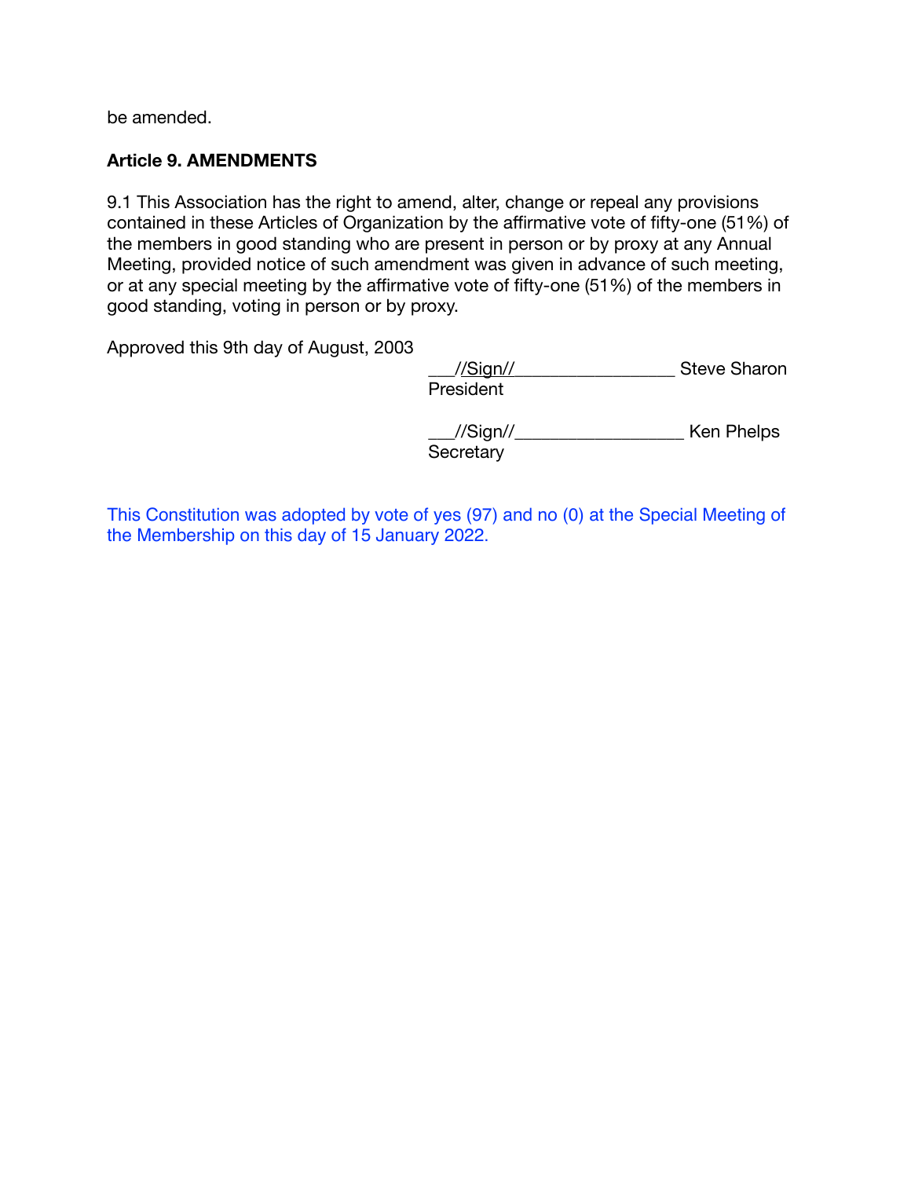be amended.

**Article 9. AMENDMENTS**

9.1 This Association has the right to amend, alter, change or repeal any provisions contained in these Articles of Organization by the affirmative vote of fifty-one (51%) of the members in good standing who are present in person or by proxy at any Annual Meeting, provided notice of such amendment was given in advance of such meeting, or at any special meeting by the affirmative vote of fifty-one (51%) of the members in good standing, voting in person or by proxy.

Approved this 9th day of August, 2003

___//Sign//_________________ Steve Sharon
President

___//Sign//__________________ Ken Phelps
Secretary

This Constitution was adopted by vote of yes (97) and no (0) at the Special Meeting of the Membership on this day of 15 January 2022.